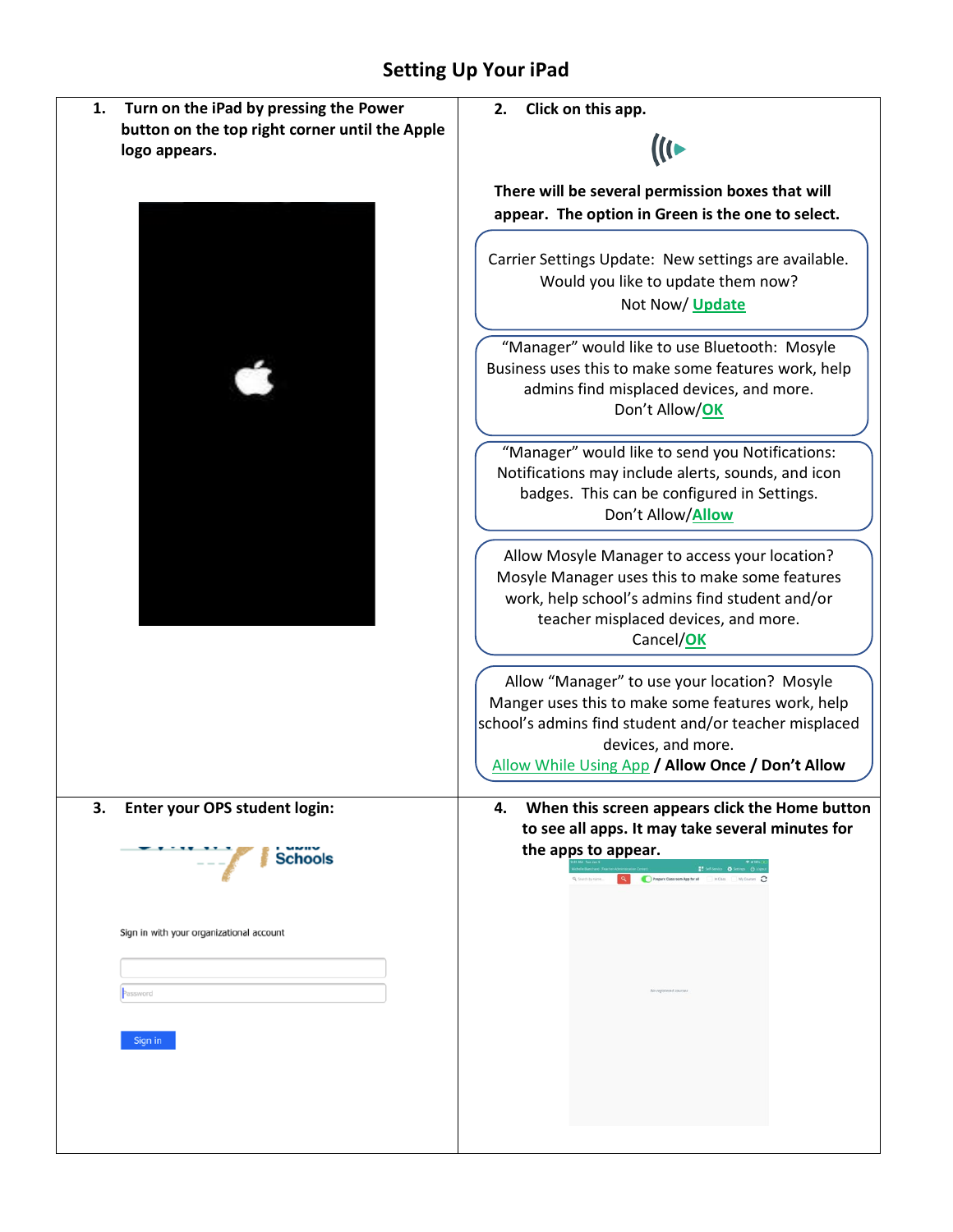# Setting Up Your iPad

**1. Turn on the iPad by pressing the Power button on the top right corner until the Apple logo appears.**

**2. Click on this app.**

**There will be several permission boxes that will appear. The option in Green is the one to select.**

Carrier Settings Update: New settings are available. Would you like to update them now?
Not Now/ **Update**

"Manager" would like to use Bluetooth: Mosyle Business uses this to make some features work, help admins find misplaced devices, and more.
Don't Allow/**OK**

"Manager" would like to send you Notifications: Notifications may include alerts, sounds, and icon badges. This can be configured in Settings.
Don't Allow/**Allow**

Allow Mosyle Manager to access your location? Mosyle Manager uses this to make some features work, help school's admins find student and/or teacher misplaced devices, and more.
Cancel/**OK**

Allow "Manager" to use your location? Mosyle Manger uses this to make some features work, help school's admins find student and/or teacher misplaced devices, and more.
Allow While Using App / **Allow Once / Don't Allow**

**3. Enter your OPS student login:**

Schools

Sign in with your organizational account

Password

Sign in

**4. When this screen appears click the Home button to see all apps. It may take several minutes for the apps to appear.**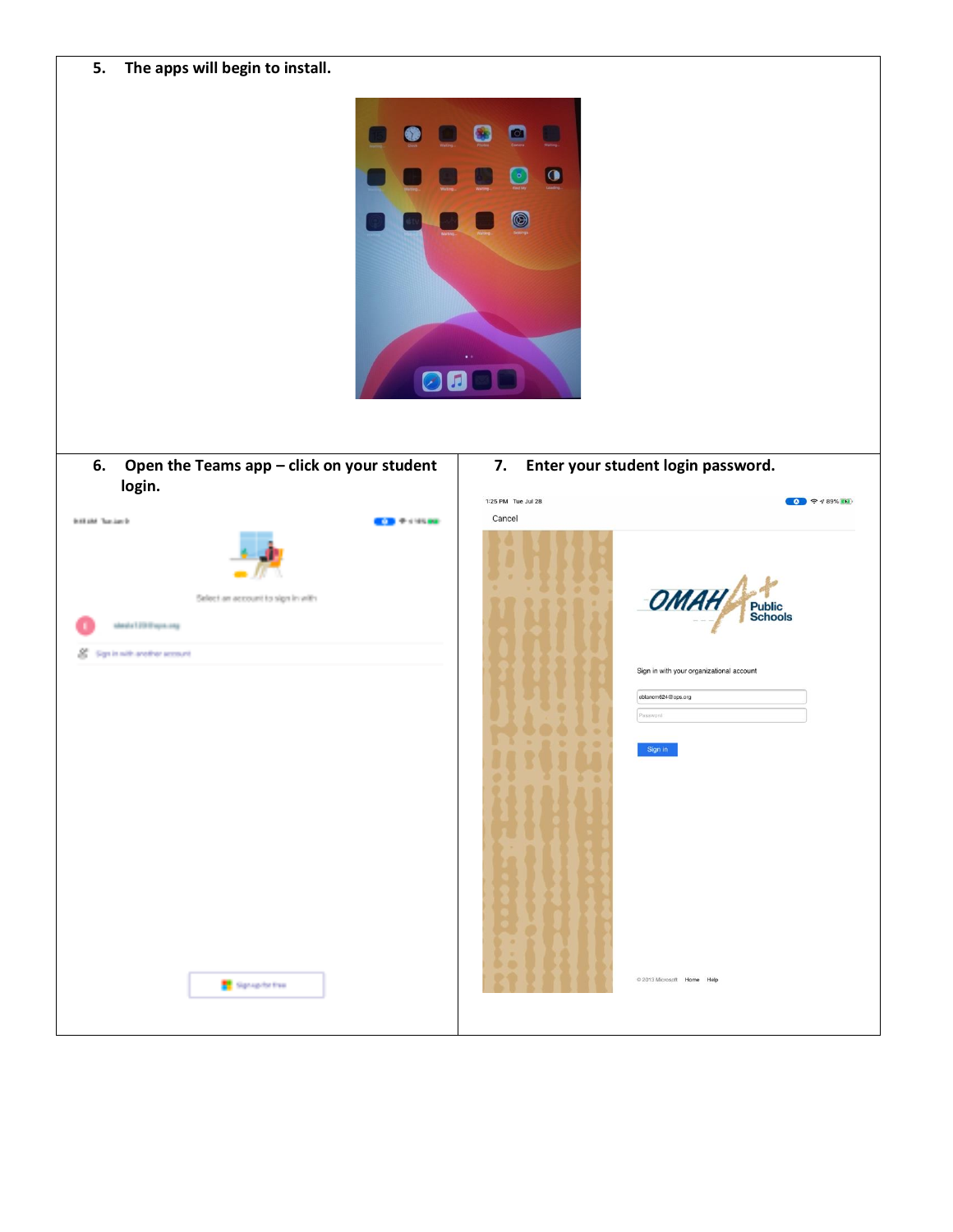5. **The apps will begin to install.**

6. **Open the Teams app – click on your student login.**

7. **Enter your student login password.**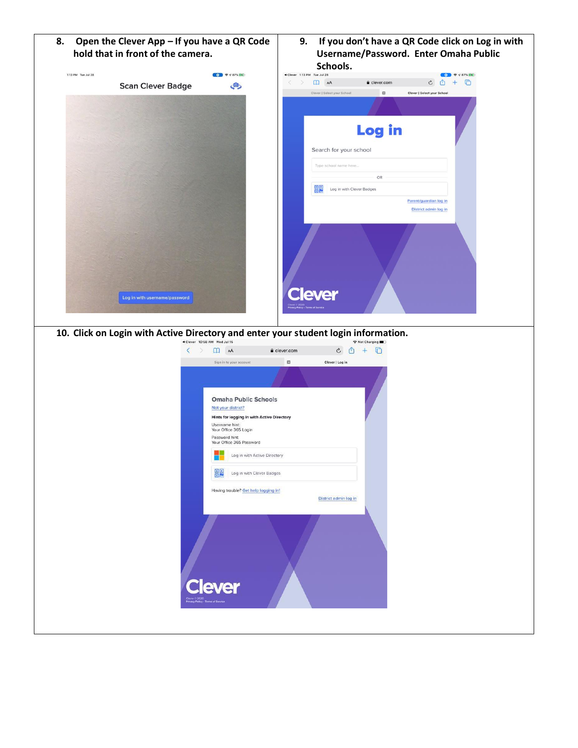8. Open the Clever App – If you have a QR Code hold that in front of the camera.

Scan Clever Badge

Log in with username/password

9. If you don't have a QR Code click on Log in with Username/Password. Enter Omaha Public Schools.

Log in

Search for your school

Type school name here...

OR

Log in with Clever Badges

Parent/guardian log in

District admin log in

Clever

10. Click on Login with Active Directory and enter your student login information.

Omaha Public Schools

Not your district?

Hints for logging in with Active Directory

Username hint:
Your Office 365 Login

Password hint:
Your Office 365 Password

Log in with Active Directory

Log in with Clever Badges

Having trouble? Get help logging in!

District admin log in

Clever